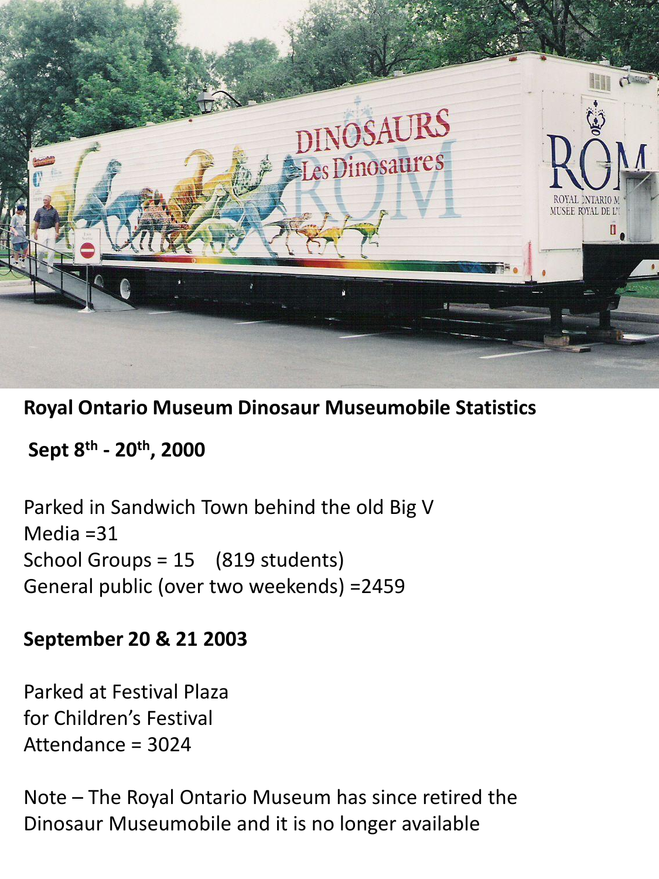**Royal Ontario Museum Dinosaur Museumobile Statistics**

**Sept 8th - 20th, 2000**

Parked in Sandwich Town behind the old Big V
Media =31
School Groups = 15 (819 students)
General public (over two weekends) =2459

**September 20 & 21 2003**

Parked at Festival Plaza
for Children's Festival
Attendance = 3024

Note – The Royal Ontario Museum has since retired the Dinosaur Museumobile and it is no longer available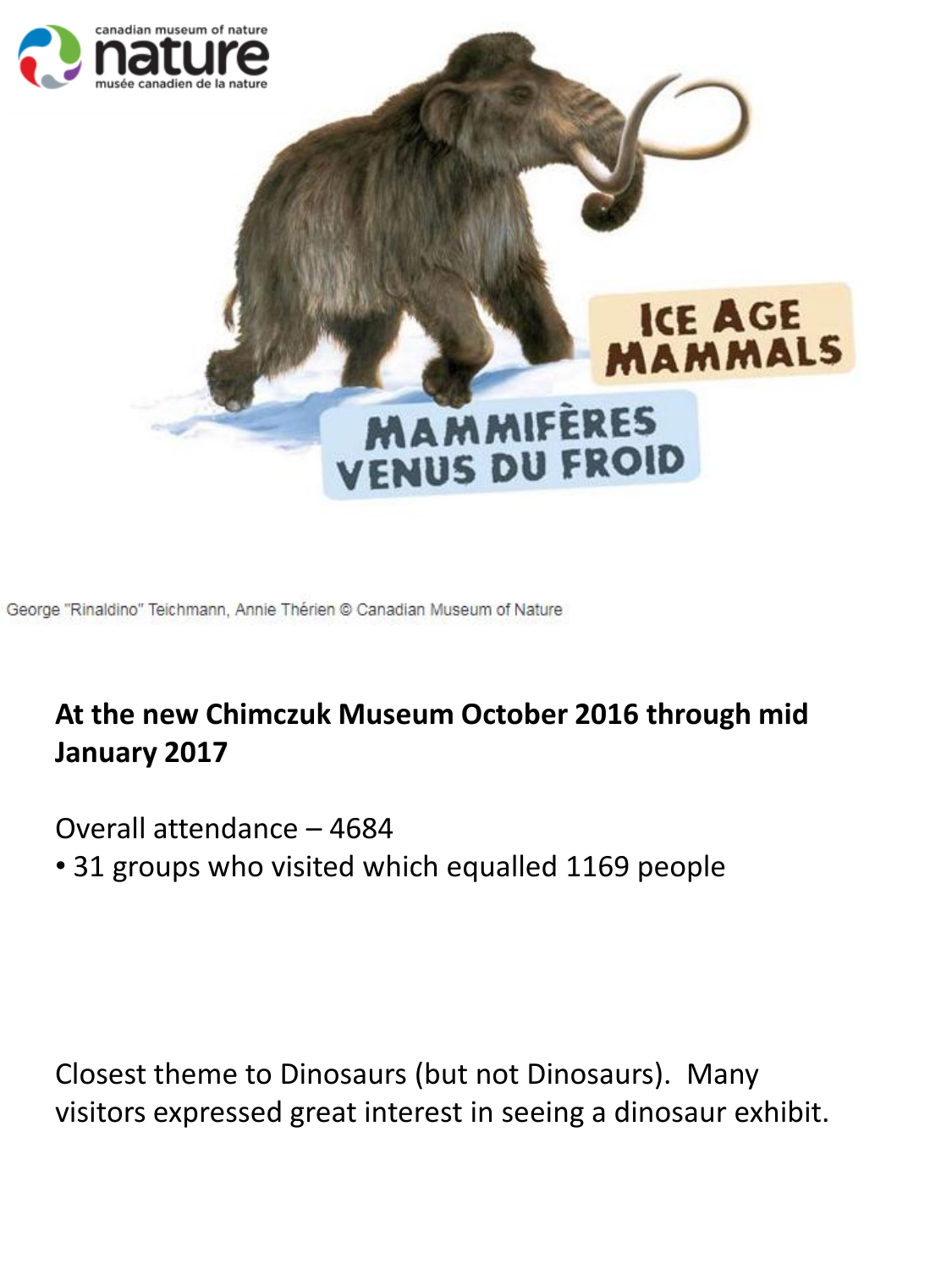canadian museum of nature
musée canadien de la nature

ICE AGE MAMMALS

MAMMIFÈRES VENUS DU FROID

George "Rinaldino" Teichmann, Annie Thérien © Canadian Museum of Nature

**At the new Chimczuk Museum October 2016 through mid January 2017**

Overall attendance – 4684

- 31 groups who visited which equalled 1169 people

Closest theme to Dinosaurs (but not Dinosaurs). Many visitors expressed great interest in seeing a dinosaur exhibit.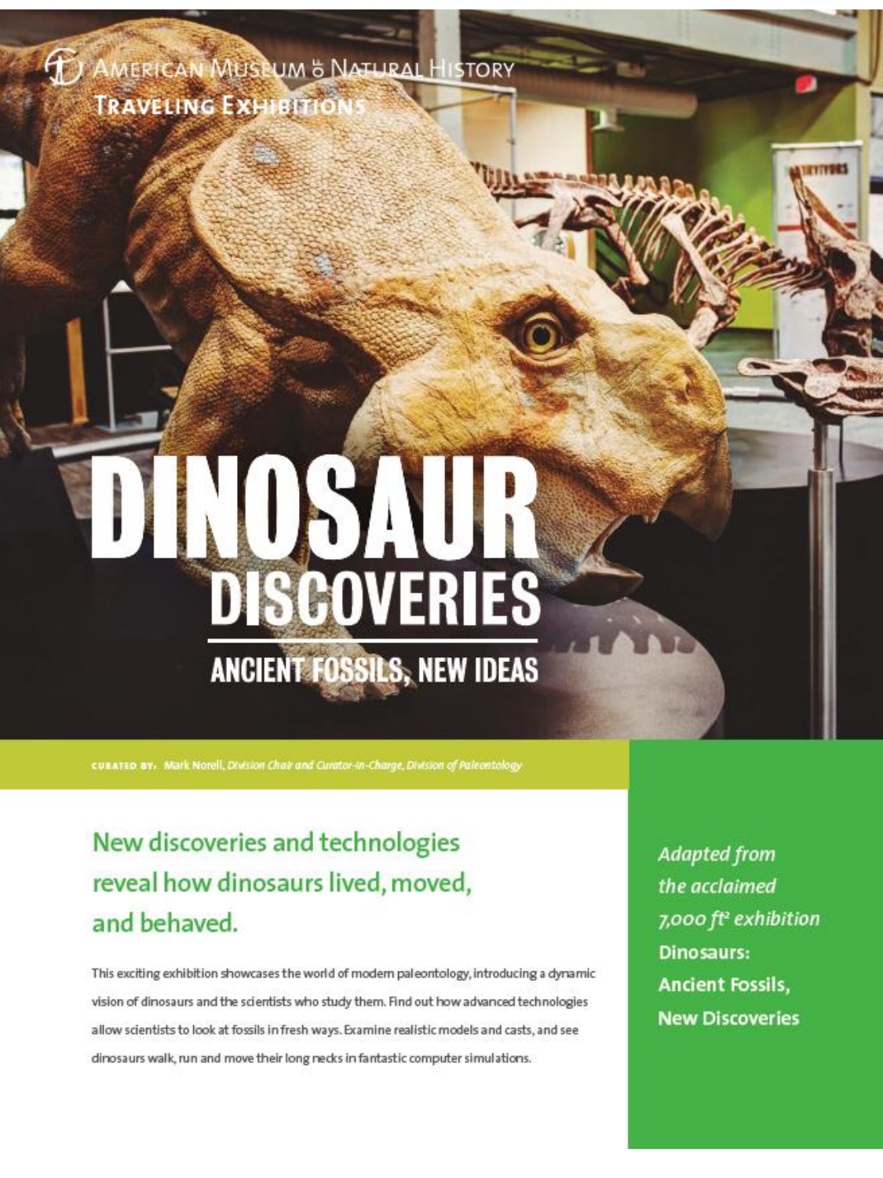AMERICAN MUSEUM of NATURAL HISTORY

TRAVELING EXHIBITIONS

# DINOSAUR DISCOVERIES

## ANCIENT FOSSILS, NEW IDEAS

**CURATED BY:** Mark Norell, *Division Chair and Curator-in-Charge, Division of Paleontology*

## New discoveries and technologies reveal how dinosaurs lived, moved, and behaved.

This exciting exhibition showcases the world of modern paleontology, introducing a dynamic vision of dinosaurs and the scientists who study them. Find out how advanced technologies allow scientists to look at fossils in fresh ways. Examine realistic models and casts, and see dinosaurs walk, run and move their long necks in fantastic computer simulations.

*Adapted from the acclaimed 7,000 ft² exhibition* **Dinosaurs: Ancient Fossils, New Discoveries**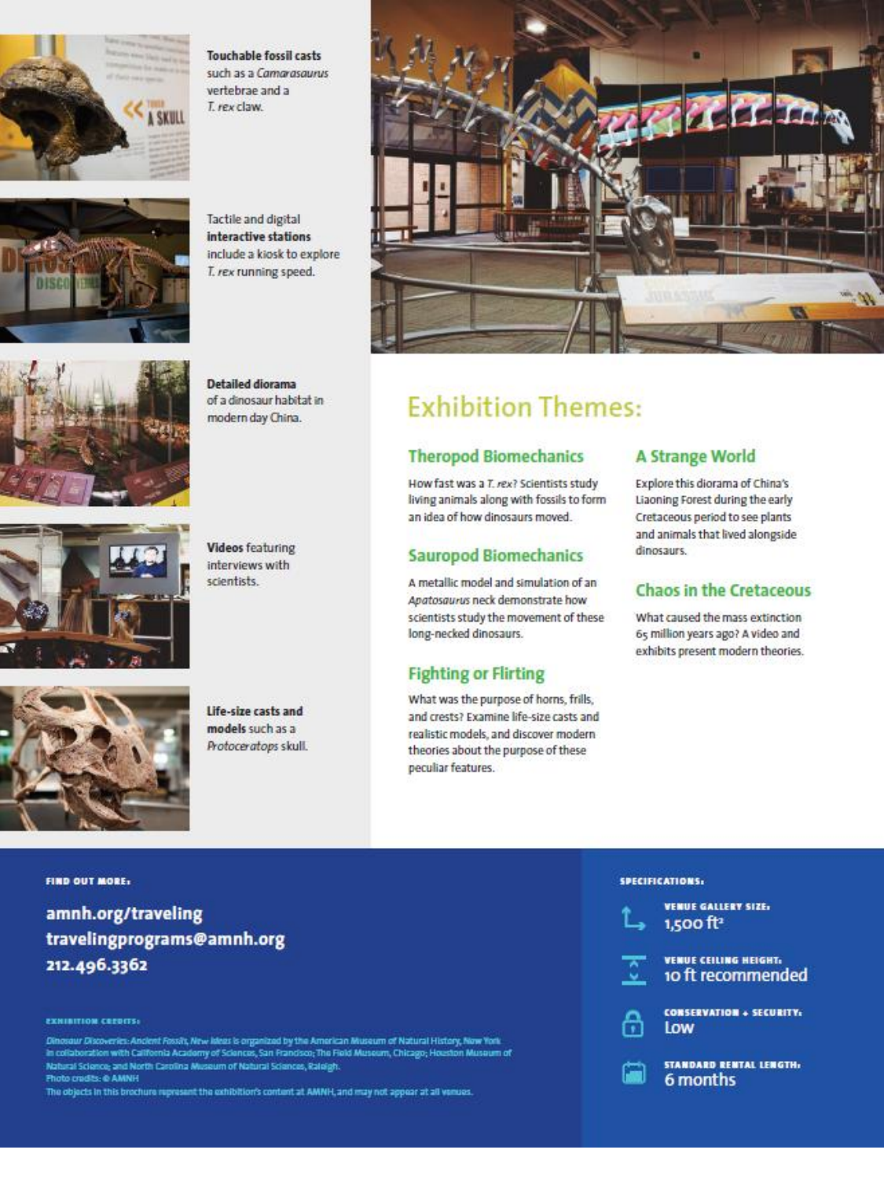**Touchable fossil casts** such as a *Camarasaurus* vertebrae and a *T. rex* claw.

Tactile and digital **interactive stations** include a kiosk to explore *T. rex* running speed.

**Detailed diorama** of a dinosaur habitat in modern day China.

**Videos** featuring interviews with scientists.

**Life-size casts and models** such as a *Protoceratops* skull.

## Exhibition Themes:

### Theropod Biomechanics

How fast was a *T. rex*? Scientists study living animals along with fossils to form an idea of how dinosaurs moved.

### Sauropod Biomechanics

A metallic model and simulation of an *Apatosaurus* neck demonstrate how scientists study the movement of these long-necked dinosaurs.

### Fighting or Flirting

What was the purpose of horns, frills, and crests? Examine life-size casts and realistic models, and discover modern theories about the purpose of these peculiar features.

### A Strange World

Explore this diorama of China's Liaoning Forest during the early Cretaceous period to see plants and animals that lived alongside dinosaurs.

### Chaos in the Cretaceous

What caused the mass extinction 65 million years ago? A video and exhibits present modern theories.

**FIND OUT MORE:**

**amnh.org/traveling**
**travelingprograms@amnh.org**
**212.496.3362**

**EXHIBITION CREDITS:**

*Dinosaur Discoveries: Ancient Fossils, New Ideas* is organized by the American Museum of Natural History, New York in collaboration with California Academy of Sciences, San Francisco; The Field Museum, Chicago; Houston Museum of Natural Science; and North Carolina Museum of Natural Sciences, Raleigh.
Photo credits: © AMNH
The objects in this brochure represent the exhibition's content at AMNH, and may not appear at all venues.

**SPECIFICATIONS:**

**VENUE GALLERY SIZE:** 1,500 ft²

**VENUE CEILING HEIGHT:** 10 ft recommended

**CONSERVATION + SECURITY:** Low

**STANDARD RENTAL LENGTH:** 6 months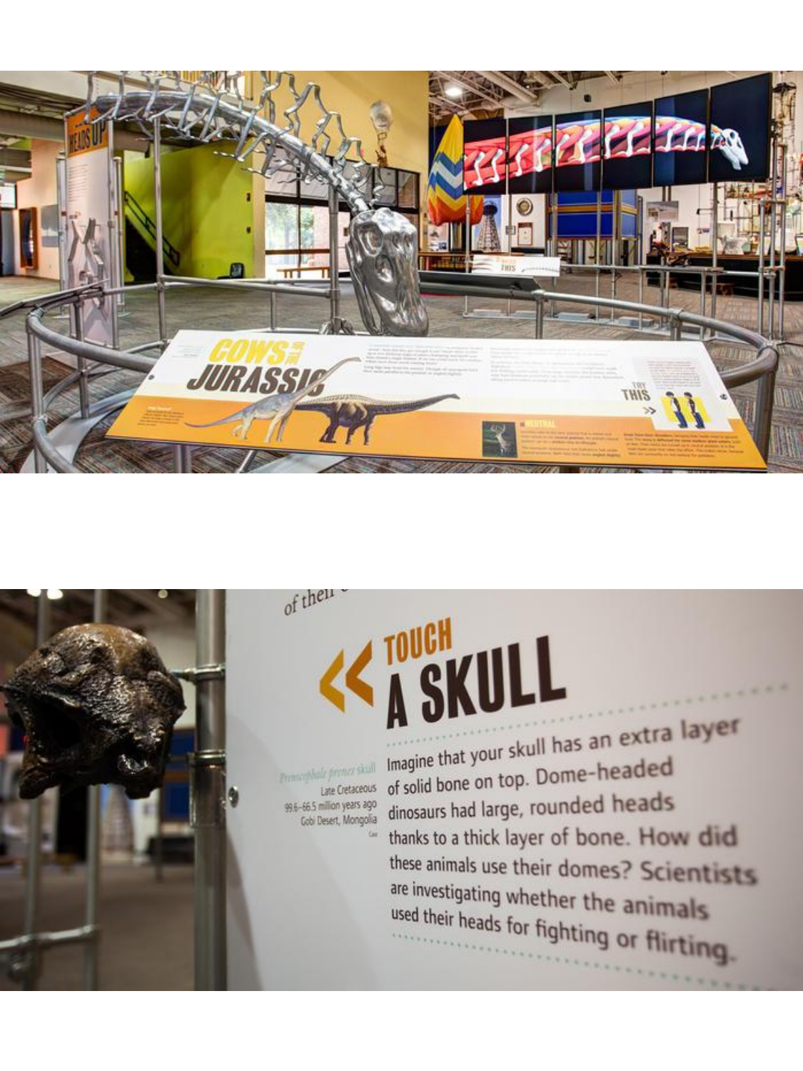HEADS UP

COWS OF THE JURASSIC

TRY THIS

NEUTRAL

of their

# TOUCH A SKULL

*Prenocephale prenes* skull
Late Cretaceous
99.6–66.5 million years ago
Gobi Desert, Mongolia
Cast

Imagine that your skull has an extra layer of solid bone on top. Dome-headed dinosaurs had large, rounded heads thanks to a thick layer of bone. How did these animals use their domes? Scientists are investigating whether the animals used their heads for fighting or flirting.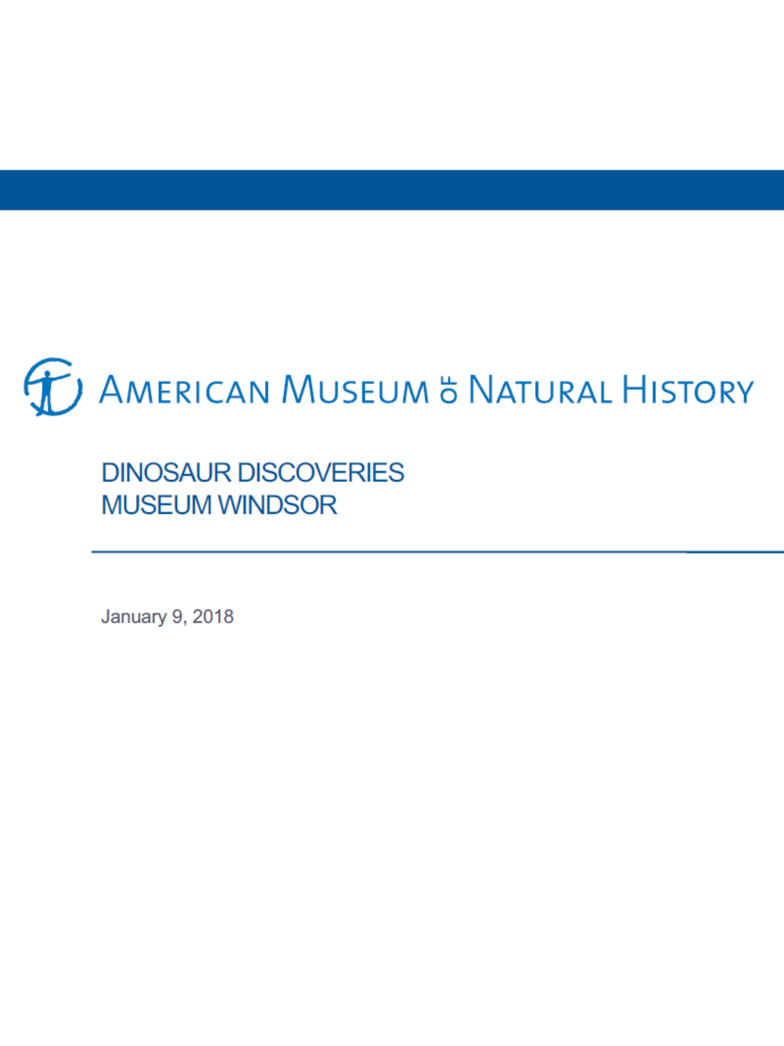# AMERICAN MUSEUM OF NATURAL HISTORY

## DINOSAUR DISCOVERIES
## MUSEUM WINDSOR

January 9, 2018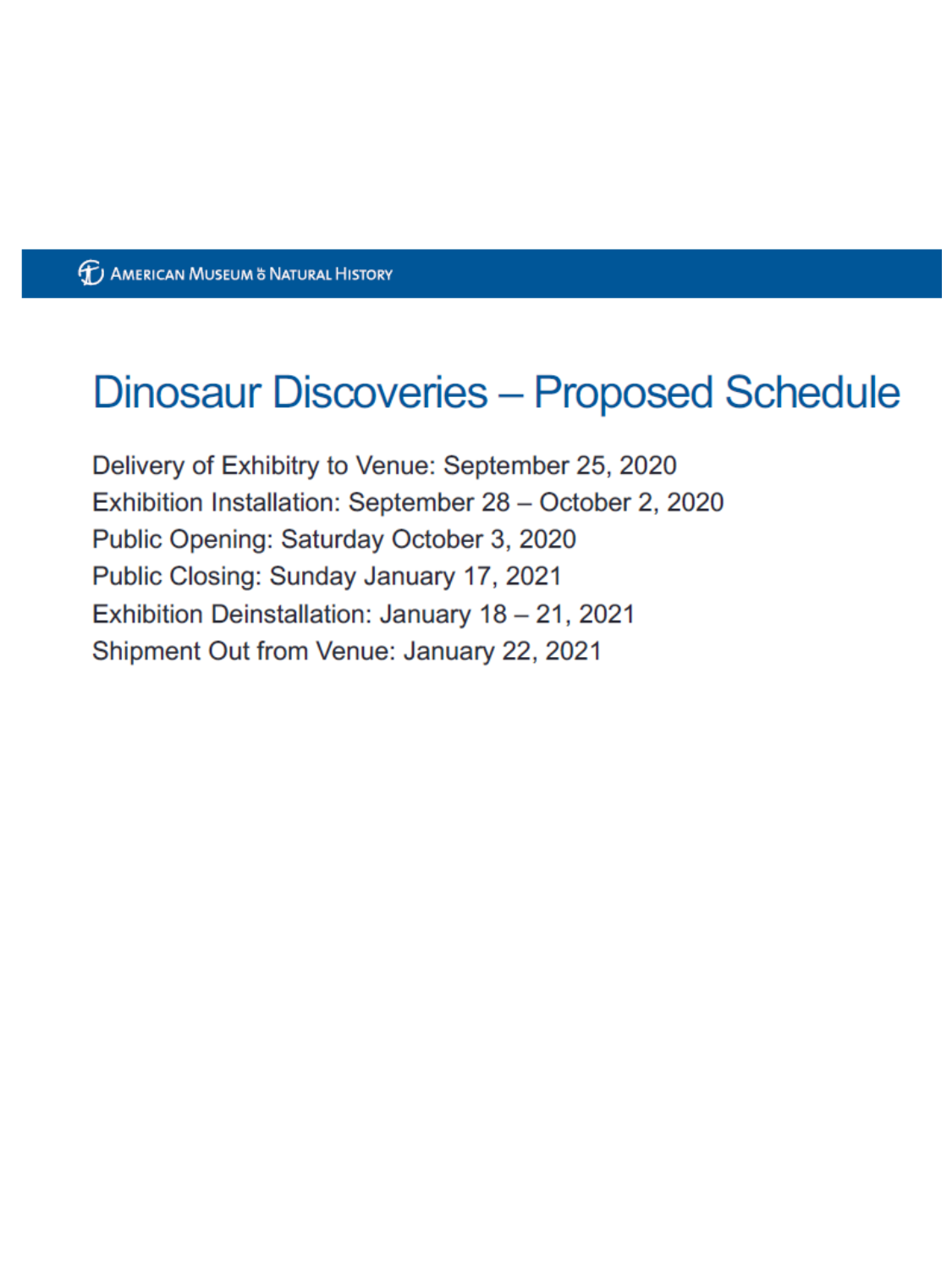AMERICAN MUSEUM ō NATURAL HISTORY

# Dinosaur Discoveries – Proposed Schedule

Delivery of Exhibitry to Venue: September 25, 2020
Exhibition Installation: September 28 – October 2, 2020
Public Opening: Saturday October 3, 2020
Public Closing: Sunday January 17, 2021
Exhibition Deinstallation: January 18 – 21, 2021
Shipment Out from Venue: January 22, 2021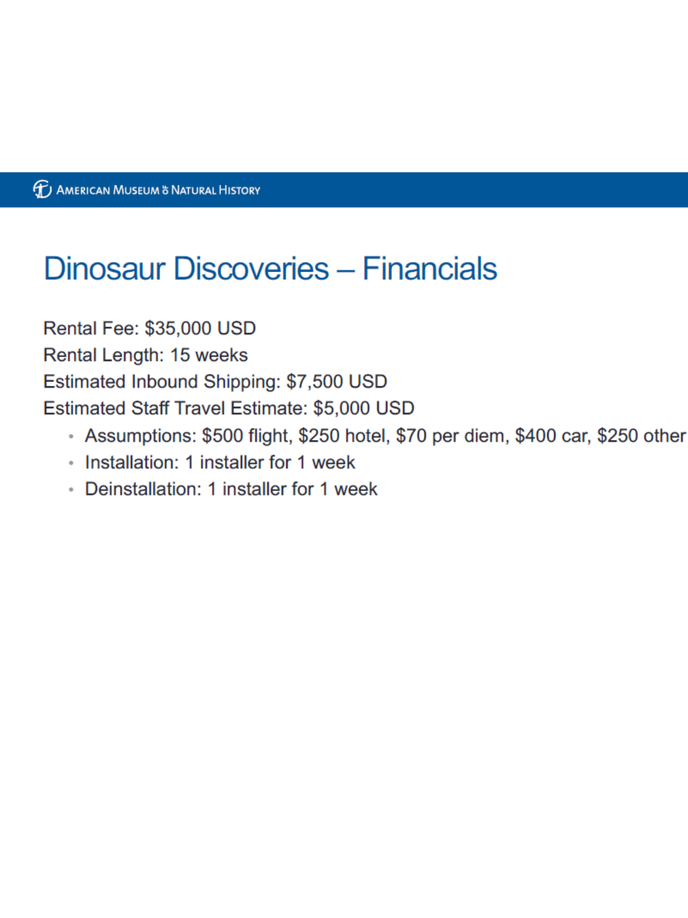# Dinosaur Discoveries – Financials

Rental Fee: $35,000 USD

Rental Length: 15 weeks

Estimated Inbound Shipping: $7,500 USD

Estimated Staff Travel Estimate: $5,000 USD

- Assumptions: $500 flight, $250 hotel, $70 per diem, $400 car, $250 other
- Installation: 1 installer for 1 week
- Deinstallation: 1 installer for 1 week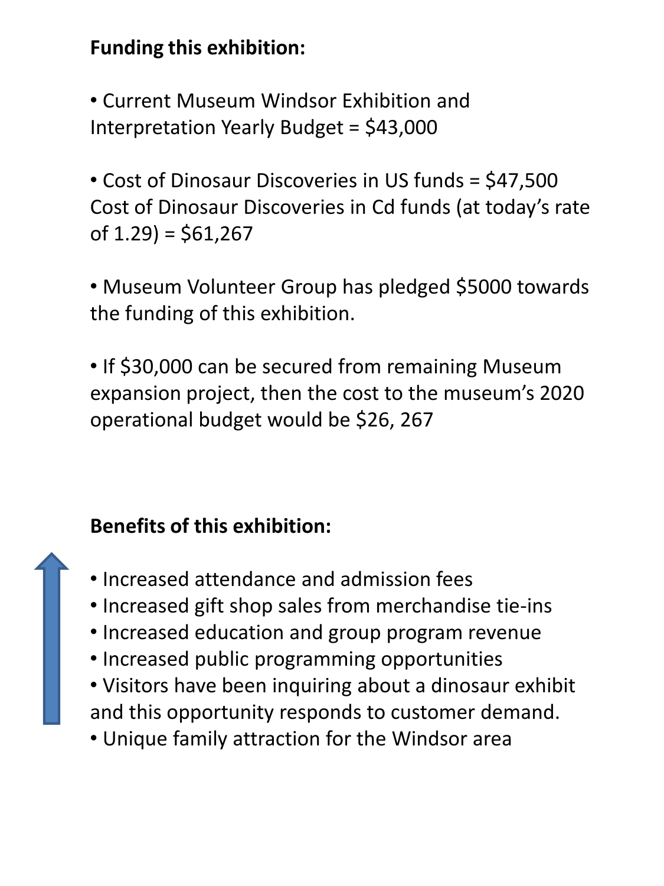**Funding this exhibition:**

- Current Museum Windsor Exhibition and Interpretation Yearly Budget = $43,000

- Cost of Dinosaur Discoveries in US funds = $47,500
Cost of Dinosaur Discoveries in Cd funds (at today's rate of 1.29) = $61,267

- Museum Volunteer Group has pledged $5000 towards the funding of this exhibition.

- If $30,000 can be secured from remaining Museum expansion project, then the cost to the museum's 2020 operational budget would be $26, 267

**Benefits of this exhibition:**

- Increased attendance and admission fees
- Increased gift shop sales from merchandise tie-ins
- Increased education and group program revenue
- Increased public programming opportunities
- Visitors have been inquiring about a dinosaur exhibit and this opportunity responds to customer demand.
- Unique family attraction for the Windsor area